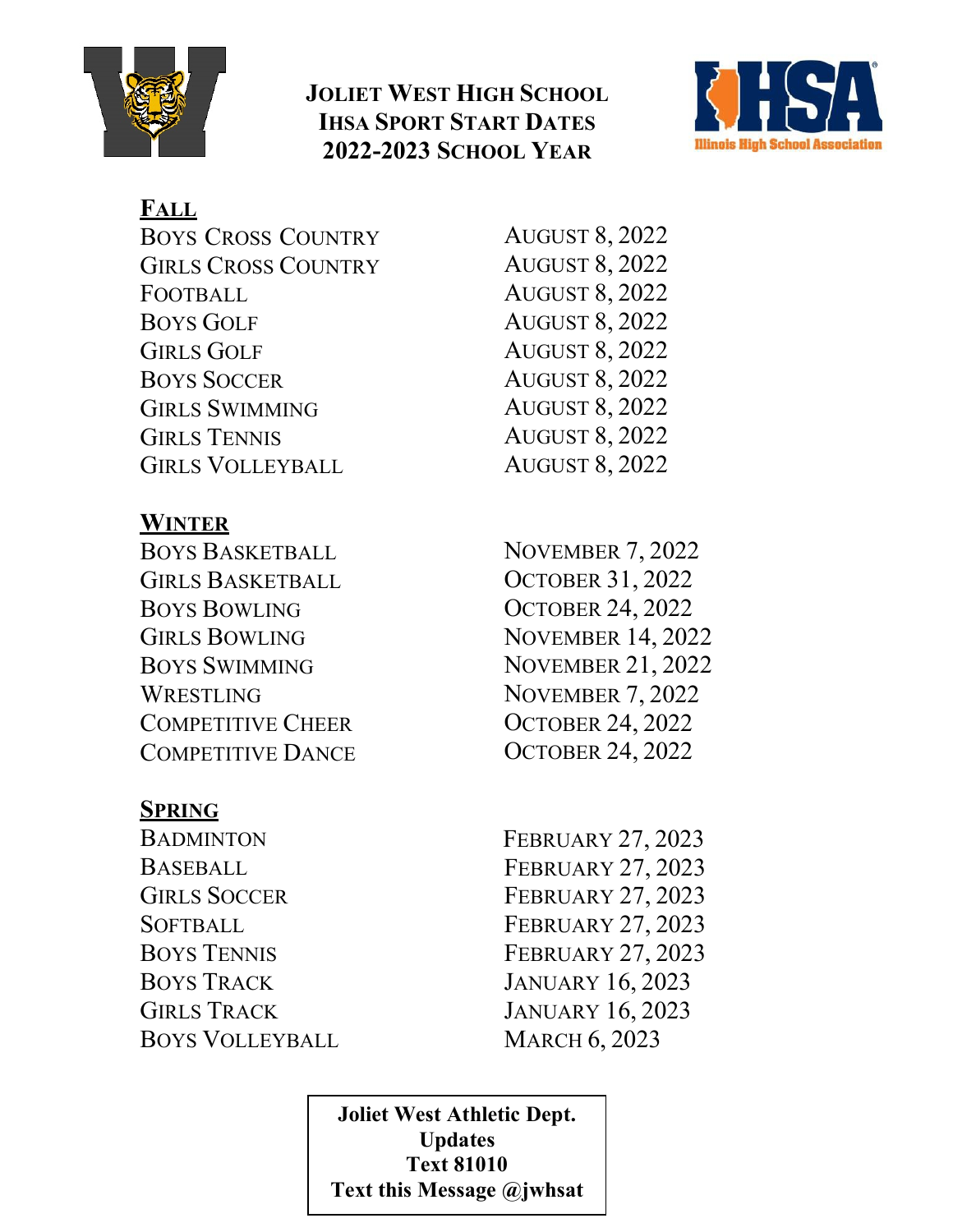# Joliet West High School
# IHSA Sport Start Dates
# 2022-2023 School Year

## Fall

| | |
|---|---|
| Boys Cross Country | August 8, 2022 |
| Girls Cross Country | August 8, 2022 |
| Football | August 8, 2022 |
| Boys Golf | August 8, 2022 |
| Girls Golf | August 8, 2022 |
| Boys Soccer | August 8, 2022 |
| Girls Swimming | August 8, 2022 |
| Girls Tennis | August 8, 2022 |
| Girls Volleyball | August 8, 2022 |

## Winter

| | |
|---|---|
| Boys Basketball | November 7, 2022 |
| Girls Basketball | October 31, 2022 |
| Boys Bowling | October 24, 2022 |
| Girls Bowling | November 14, 2022 |
| Boys Swimming | November 21, 2022 |
| Wrestling | November 7, 2022 |
| Competitive Cheer | October 24, 2022 |
| Competitive Dance | October 24, 2022 |

## Spring

| | |
|---|---|
| Badminton | February 27, 2023 |
| Baseball | February 27, 2023 |
| Girls Soccer | February 27, 2023 |
| Softball | February 27, 2023 |
| Boys Tennis | February 27, 2023 |
| Boys Track | January 16, 2023 |
| Girls Track | January 16, 2023 |
| Boys Volleyball | March 6, 2023 |

**Joliet West Athletic Dept.**
**Updates**
**Text 81010**
**Text this Message @jwhsat**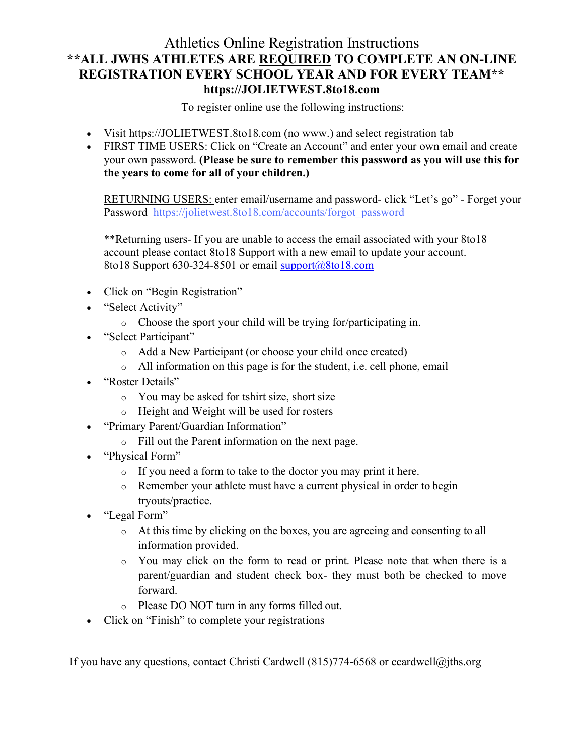# Athletics Online Registration Instructions

## **ALL JWHS ATHLETES ARE REQUIRED TO COMPLETE AN ON-LINE REGISTRATION EVERY SCHOOL YEAR AND FOR EVERY TEAM**

**https://JOLIETWEST.8to18.com**

To register online use the following instructions:

- Visit https://JOLIETWEST.8to18.com (no www.) and select registration tab
- FIRST TIME USERS: Click on "Create an Account" and enter your own email and create your own password. **(Please be sure to remember this password as you will use this for the years to come for all of your children.)**

  RETURNING USERS: enter email/username and password- click "Let's go" - Forget your Password https://jolietwest.8to18.com/accounts/forgot_password

  **Returning users- If you are unable to access the email associated with your 8to18 account please contact 8to18 Support with a new email to update your account. 8to18 Support 630-324-8501 or email support@8to18.com

- Click on "Begin Registration"
- "Select Activity"
  - Choose the sport your child will be trying for/participating in.
- "Select Participant"
  - Add a New Participant (or choose your child once created)
  - All information on this page is for the student, i.e. cell phone, email
- "Roster Details"
  - You may be asked for tshirt size, short size
  - Height and Weight will be used for rosters
- "Primary Parent/Guardian Information"
  - Fill out the Parent information on the next page.
- "Physical Form"
  - If you need a form to take to the doctor you may print it here.
  - Remember your athlete must have a current physical in order to begin tryouts/practice.
- "Legal Form"
  - At this time by clicking on the boxes, you are agreeing and consenting to all information provided.
  - You may click on the form to read or print. Please note that when there is a parent/guardian and student check box- they must both be checked to move forward.
  - Please DO NOT turn in any forms filled out.
- Click on "Finish" to complete your registrations

If you have any questions, contact Christi Cardwell (815)774-6568 or ccardwell@jths.org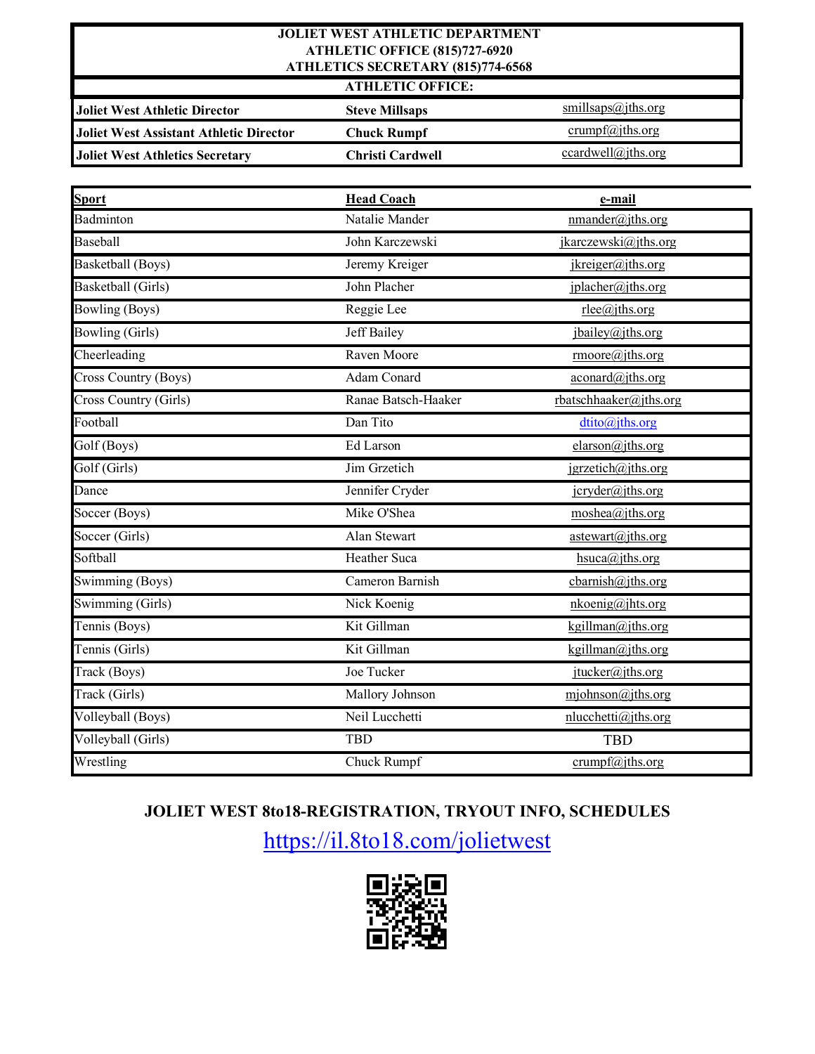**JOLIET WEST ATHLETIC DEPARTMENT**
**ATHLETIC OFFICE (815)727-6920**
**ATHLETICS SECRETARY (815)774-6568**

**ATHLETIC OFFICE:**

| | | |
|---|---|---|
| **Joliet West Athletic Director** | **Steve Millsaps** | smillsaps@jths.org |
| **Joliet West Assistant Athletic Director** | **Chuck Rumpf** | crumpf@jths.org |
| **Joliet West Athletics Secretary** | **Christi Cardwell** | ccardwell@jths.org |

| Sport | Head Coach | e-mail |
|---|---|---|
| Badminton | Natalie Mander | nmander@jths.org |
| Baseball | John Karczewski | jkarczewski@jths.org |
| Basketball (Boys) | Jeremy Kreiger | jkreiger@jths.org |
| Basketball (Girls) | John Placher | jplacher@jths.org |
| Bowling (Boys) | Reggie Lee | rlee@jths.org |
| Bowling (Girls) | Jeff Bailey | jbailey@jths.org |
| Cheerleading | Raven Moore | rmoore@jths.org |
| Cross Country (Boys) | Adam Conard | aconard@jths.org |
| Cross Country (Girls) | Ranae Batsch-Haaker | rbatschhaaker@jths.org |
| Football | Dan Tito | dtito@jths.org |
| Golf (Boys) | Ed Larson | elarson@jths.org |
| Golf (Girls) | Jim Grzetich | jgrzetich@jths.org |
| Dance | Jennifer Cryder | jcryder@jths.org |
| Soccer (Boys) | Mike O'Shea | moshea@jths.org |
| Soccer (Girls) | Alan Stewart | astewart@jths.org |
| Softball | Heather Suca | hsuca@jths.org |
| Swimming (Boys) | Cameron Barnish | cbarnish@jths.org |
| Swimming (Girls) | Nick Koenig | nkoenig@jhts.org |
| Tennis (Boys) | Kit Gillman | kgillman@jths.org |
| Tennis (Girls) | Kit Gillman | kgillman@jths.org |
| Track (Boys) | Joe Tucker | jtucker@jths.org |
| Track (Girls) | Mallory Johnson | mjohnson@jths.org |
| Volleyball (Boys) | Neil Lucchetti | nlucchetti@jths.org |
| Volleyball (Girls) | TBD | TBD |
| Wrestling | Chuck Rumpf | crumpf@jths.org |

**JOLIET WEST 8to18-REGISTRATION, TRYOUT INFO, SCHEDULES**

https://il.8to18.com/jolietwest